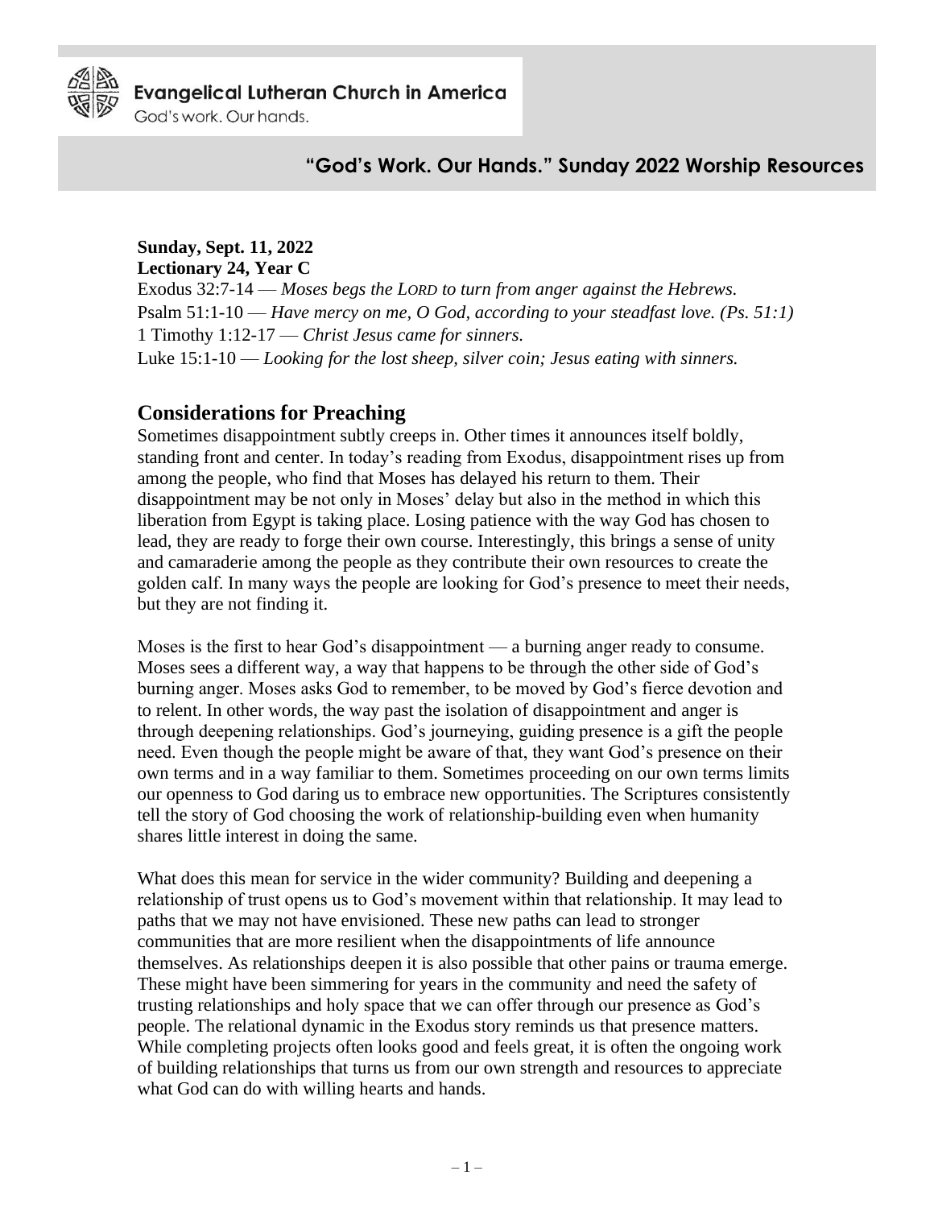**Evangelical Lutheran Church in America**
God's work. Our hands.

## "God's Work. Our Hands." Sunday 2022 Worship Resources

**Sunday, Sept. 11, 2022**
**Lectionary 24, Year C**
Exodus 32:7-14 — *Moses begs the LORD to turn from anger against the Hebrews.*
Psalm 51:1-10 — *Have mercy on me, O God, according to your steadfast love. (Ps. 51:1)*
1 Timothy 1:12-17 — *Christ Jesus came for sinners.*
Luke 15:1-10 — *Looking for the lost sheep, silver coin; Jesus eating with sinners.*

## Considerations for Preaching

Sometimes disappointment subtly creeps in. Other times it announces itself boldly, standing front and center. In today's reading from Exodus, disappointment rises up from among the people, who find that Moses has delayed his return to them. Their disappointment may be not only in Moses' delay but also in the method in which this liberation from Egypt is taking place. Losing patience with the way God has chosen to lead, they are ready to forge their own course. Interestingly, this brings a sense of unity and camaraderie among the people as they contribute their own resources to create the golden calf. In many ways the people are looking for God's presence to meet their needs, but they are not finding it.

Moses is the first to hear God's disappointment — a burning anger ready to consume. Moses sees a different way, a way that happens to be through the other side of God's burning anger. Moses asks God to remember, to be moved by God's fierce devotion and to relent. In other words, the way past the isolation of disappointment and anger is through deepening relationships. God's journeying, guiding presence is a gift the people need. Even though the people might be aware of that, they want God's presence on their own terms and in a way familiar to them. Sometimes proceeding on our own terms limits our openness to God daring us to embrace new opportunities. The Scriptures consistently tell the story of God choosing the work of relationship-building even when humanity shares little interest in doing the same.

What does this mean for service in the wider community? Building and deepening a relationship of trust opens us to God's movement within that relationship. It may lead to paths that we may not have envisioned. These new paths can lead to stronger communities that are more resilient when the disappointments of life announce themselves. As relationships deepen it is also possible that other pains or trauma emerge. These might have been simmering for years in the community and need the safety of trusting relationships and holy space that we can offer through our presence as God's people. The relational dynamic in the Exodus story reminds us that presence matters. While completing projects often looks good and feels great, it is often the ongoing work of building relationships that turns us from our own strength and resources to appreciate what God can do with willing hearts and hands.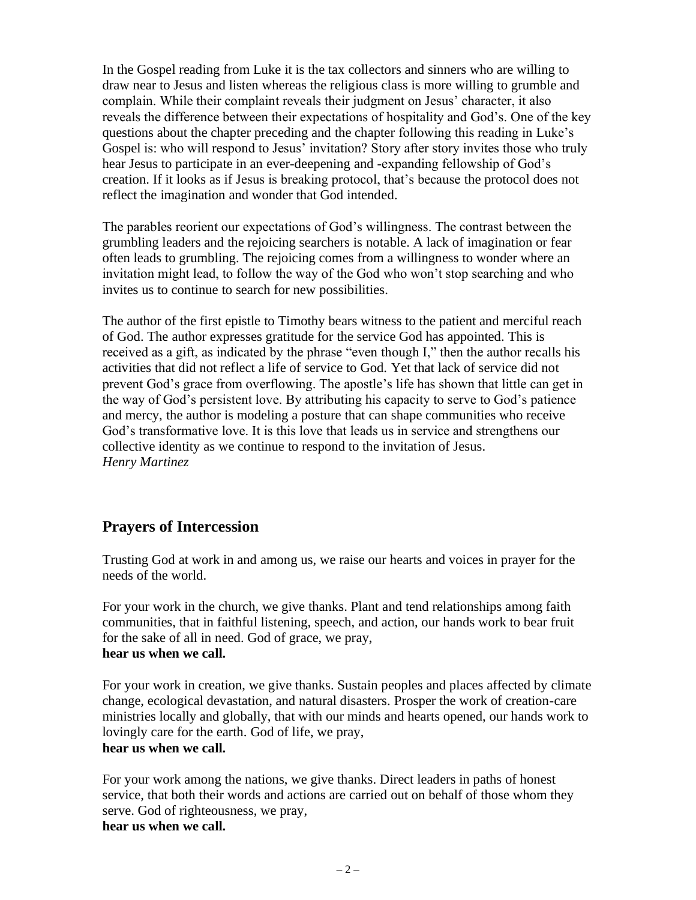In the Gospel reading from Luke it is the tax collectors and sinners who are willing to draw near to Jesus and listen whereas the religious class is more willing to grumble and complain. While their complaint reveals their judgment on Jesus' character, it also reveals the difference between their expectations of hospitality and God's. One of the key questions about the chapter preceding and the chapter following this reading in Luke's Gospel is: who will respond to Jesus' invitation? Story after story invites those who truly hear Jesus to participate in an ever-deepening and -expanding fellowship of God's creation. If it looks as if Jesus is breaking protocol, that's because the protocol does not reflect the imagination and wonder that God intended.

The parables reorient our expectations of God's willingness. The contrast between the grumbling leaders and the rejoicing searchers is notable. A lack of imagination or fear often leads to grumbling. The rejoicing comes from a willingness to wonder where an invitation might lead, to follow the way of the God who won't stop searching and who invites us to continue to search for new possibilities.

The author of the first epistle to Timothy bears witness to the patient and merciful reach of God. The author expresses gratitude for the service God has appointed. This is received as a gift, as indicated by the phrase "even though I," then the author recalls his activities that did not reflect a life of service to God. Yet that lack of service did not prevent God's grace from overflowing. The apostle's life has shown that little can get in the way of God's persistent love. By attributing his capacity to serve to God's patience and mercy, the author is modeling a posture that can shape communities who receive God's transformative love. It is this love that leads us in service and strengthens our collective identity as we continue to respond to the invitation of Jesus.
*Henry Martinez*

## Prayers of Intercession

Trusting God at work in and among us, we raise our hearts and voices in prayer for the needs of the world.

For your work in the church, we give thanks. Plant and tend relationships among faith communities, that in faithful listening, speech, and action, our hands work to bear fruit for the sake of all in need. God of grace, we pray,
**hear us when we call.**

For your work in creation, we give thanks. Sustain peoples and places affected by climate change, ecological devastation, and natural disasters. Prosper the work of creation-care ministries locally and globally, that with our minds and hearts opened, our hands work to lovingly care for the earth. God of life, we pray,
**hear us when we call.**

For your work among the nations, we give thanks. Direct leaders in paths of honest service, that both their words and actions are carried out on behalf of those whom they serve. God of righteousness, we pray,
**hear us when we call.**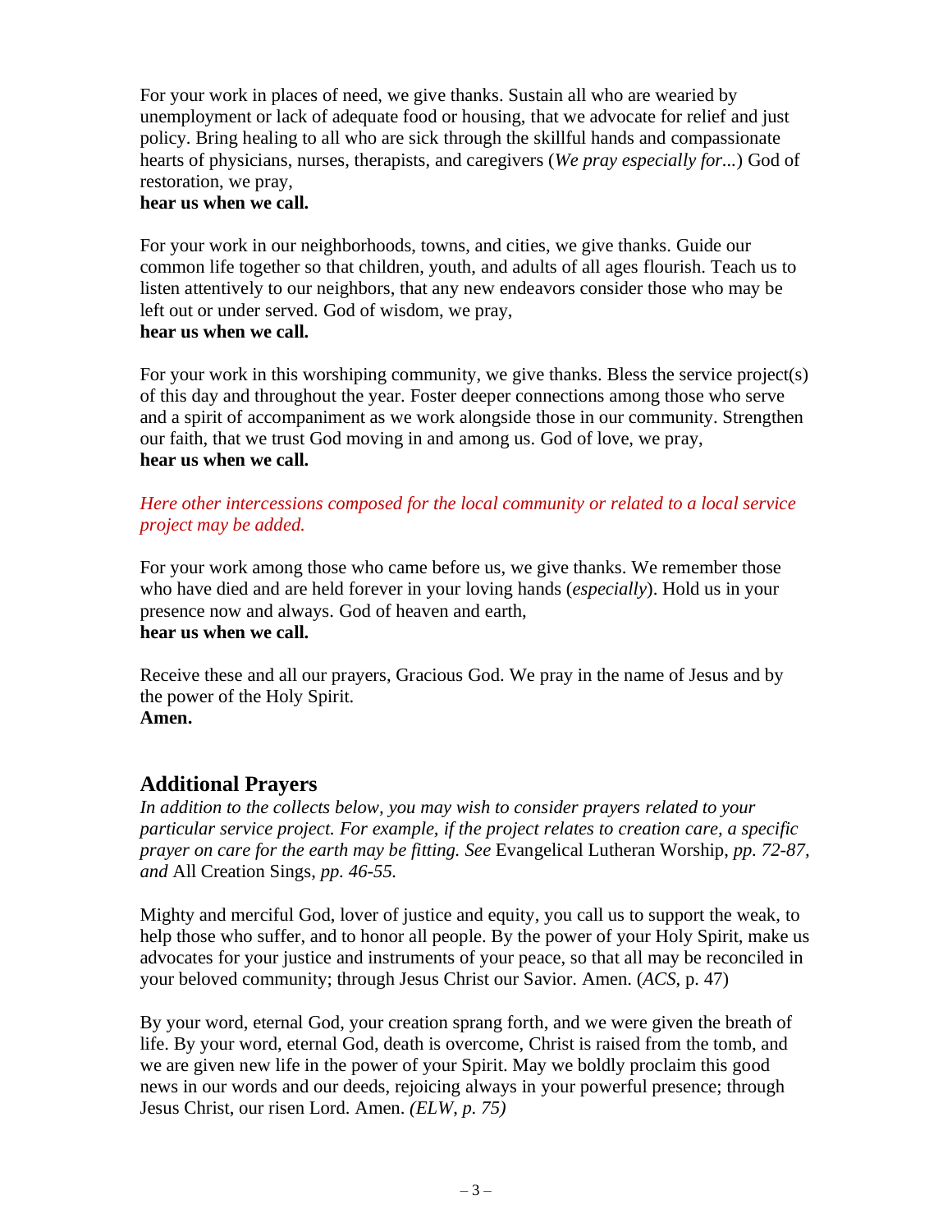For your work in places of need, we give thanks. Sustain all who are wearied by unemployment or lack of adequate food or housing, that we advocate for relief and just policy. Bring healing to all who are sick through the skillful hands and compassionate hearts of physicians, nurses, therapists, and caregivers (*We pray especially for...*) God of restoration, we pray,
**hear us when we call.**

For your work in our neighborhoods, towns, and cities, we give thanks. Guide our common life together so that children, youth, and adults of all ages flourish. Teach us to listen attentively to our neighbors, that any new endeavors consider those who may be left out or under served. God of wisdom, we pray,
**hear us when we call.**

For your work in this worshiping community, we give thanks. Bless the service project(s) of this day and throughout the year. Foster deeper connections among those who serve and a spirit of accompaniment as we work alongside those in our community. Strengthen our faith, that we trust God moving in and among us. God of love, we pray,
**hear us when we call.**

*Here other intercessions composed for the local community or related to a local service project may be added.*

For your work among those who came before us, we give thanks. We remember those who have died and are held forever in your loving hands (*especially*). Hold us in your presence now and always. God of heaven and earth,
**hear us when we call.**

Receive these and all our prayers, Gracious God. We pray in the name of Jesus and by the power of the Holy Spirit.
**Amen.**

## Additional Prayers

*In addition to the collects below, you may wish to consider prayers related to your particular service project. For example, if the project relates to creation care, a specific prayer on care for the earth may be fitting. See* Evangelical Lutheran Worship*, pp. 72-87, and* All Creation Sings*, pp. 46-55.*

Mighty and merciful God, lover of justice and equity, you call us to support the weak, to help those who suffer, and to honor all people. By the power of your Holy Spirit, make us advocates for your justice and instruments of your peace, so that all may be reconciled in your beloved community; through Jesus Christ our Savior. Amen. (*ACS*, p. 47)

By your word, eternal God, your creation sprang forth, and we were given the breath of life. By your word, eternal God, death is overcome, Christ is raised from the tomb, and we are given new life in the power of your Spirit. May we boldly proclaim this good news in our words and our deeds, rejoicing always in your powerful presence; through Jesus Christ, our risen Lord. Amen. *(ELW, p. 75)*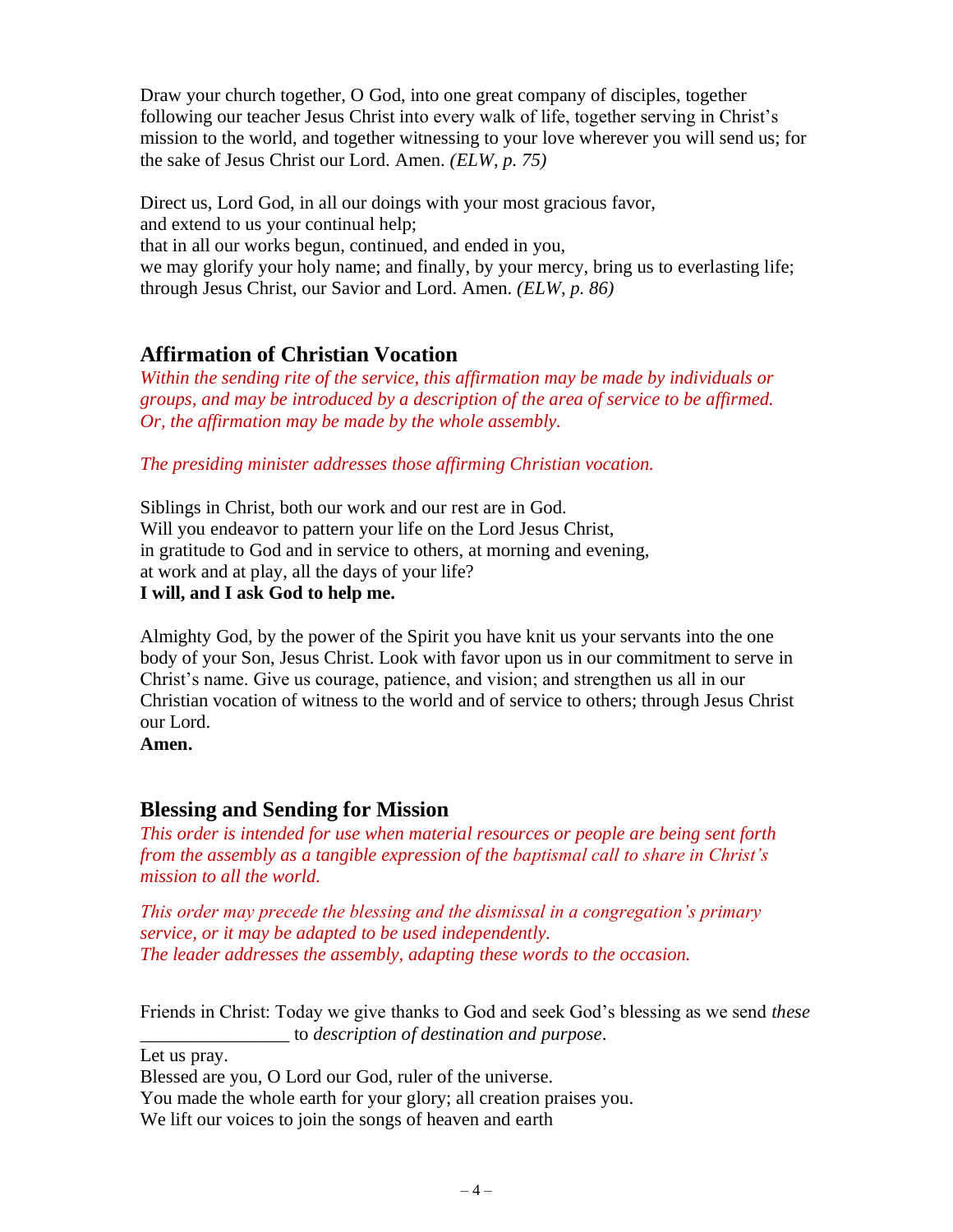Draw your church together, O God, into one great company of disciples, together following our teacher Jesus Christ into every walk of life, together serving in Christ's mission to the world, and together witnessing to your love wherever you will send us; for the sake of Jesus Christ our Lord. Amen. *(ELW, p. 75)*

Direct us, Lord God, in all our doings with your most gracious favor,
and extend to us your continual help;
that in all our works begun, continued, and ended in you,
we may glorify your holy name; and finally, by your mercy, bring us to everlasting life;
through Jesus Christ, our Savior and Lord. Amen. *(ELW, p. 86)*

## Affirmation of Christian Vocation

*Within the sending rite of the service, this affirmation may be made by individuals or groups, and may be introduced by a description of the area of service to be affirmed. Or, the affirmation may be made by the whole assembly.*

*The presiding minister addresses those affirming Christian vocation.*

Siblings in Christ, both our work and our rest are in God.
Will you endeavor to pattern your life on the Lord Jesus Christ,
in gratitude to God and in service to others, at morning and evening,
at work and at play, all the days of your life?
**I will, and I ask God to help me.**

Almighty God, by the power of the Spirit you have knit us your servants into the one body of your Son, Jesus Christ. Look with favor upon us in our commitment to serve in Christ's name. Give us courage, patience, and vision; and strengthen us all in our Christian vocation of witness to the world and of service to others; through Jesus Christ our Lord.
**Amen.**

## Blessing and Sending for Mission

*This order is intended for use when material resources or people are being sent forth from the assembly as a tangible expression of the baptismal call to share in Christ's mission to all the world.*

*This order may precede the blessing and the dismissal in a congregation's primary service, or it may be adapted to be used independently.*
*The leader addresses the assembly, adapting these words to the occasion.*

Friends in Christ: Today we give thanks to God and seek God's blessing as we send *these* ________________ to *description of destination and purpose*.
Let us pray.
Blessed are you, O Lord our God, ruler of the universe.
You made the whole earth for your glory; all creation praises you.
We lift our voices to join the songs of heaven and earth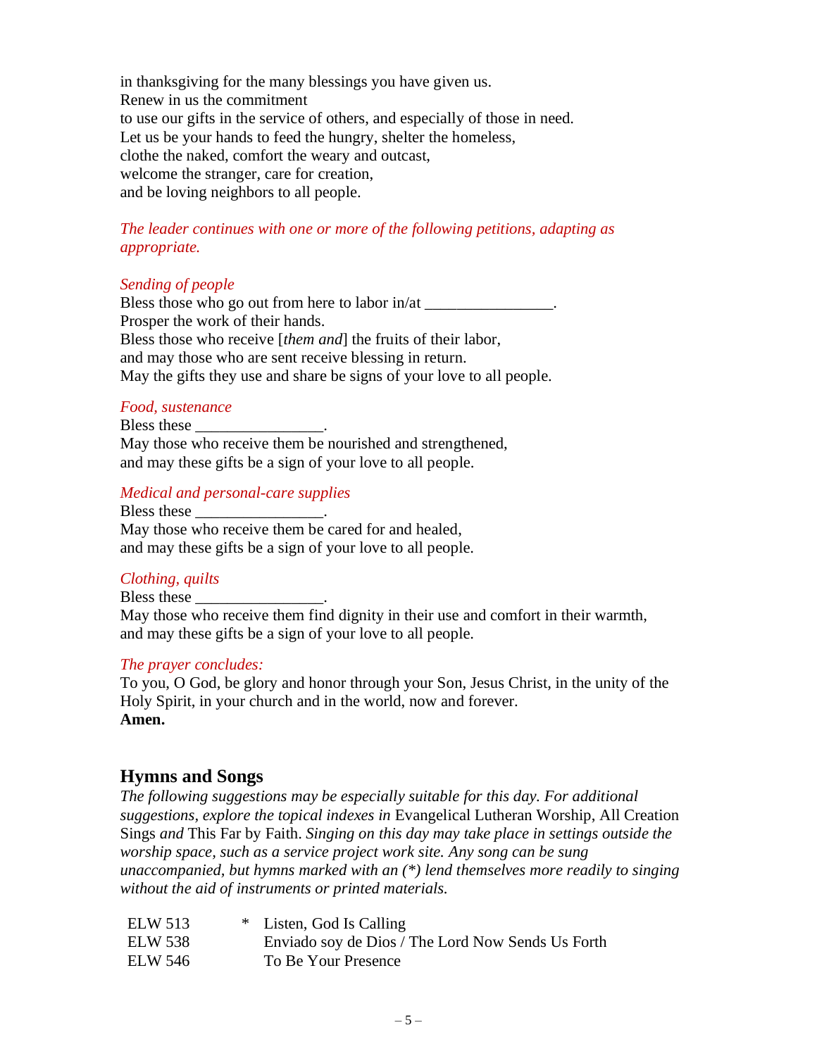in thanksgiving for the many blessings you have given us.
Renew in us the commitment
to use our gifts in the service of others, and especially of those in need.
Let us be your hands to feed the hungry, shelter the homeless,
clothe the naked, comfort the weary and outcast,
welcome the stranger, care for creation,
and be loving neighbors to all people.

*The leader continues with one or more of the following petitions, adapting as appropriate.*

*Sending of people*
Bless those who go out from here to labor in/at ________________.
Prosper the work of their hands.
Bless those who receive [*them and*] the fruits of their labor,
and may those who are sent receive blessing in return.
May the gifts they use and share be signs of your love to all people.

*Food, sustenance*
Bless these ________________.
May those who receive them be nourished and strengthened,
and may these gifts be a sign of your love to all people.

*Medical and personal-care supplies*
Bless these ________________.
May those who receive them be cared for and healed,
and may these gifts be a sign of your love to all people.

*Clothing, quilts*
Bless these ________________.
May those who receive them find dignity in their use and comfort in their warmth,
and may these gifts be a sign of your love to all people.

*The prayer concludes:*
To you, O God, be glory and honor through your Son, Jesus Christ, in the unity of the Holy Spirit, in your church and in the world, now and forever.
**Amen.**

## Hymns and Songs

*The following suggestions may be especially suitable for this day. For additional suggestions, explore the topical indexes in* Evangelical Lutheran Worship, All Creation Sings *and* This Far by Faith. *Singing on this day may take place in settings outside the worship space, such as a service project work site. Any song can be sung unaccompanied, but hymns marked with an (*) lend themselves more readily to singing without the aid of instruments or printed materials.*

| | | |
|---|---|---|
| ELW 513 | * | Listen, God Is Calling |
| ELW 538 | | Enviado soy de Dios / The Lord Now Sends Us Forth |
| ELW 546 | | To Be Your Presence |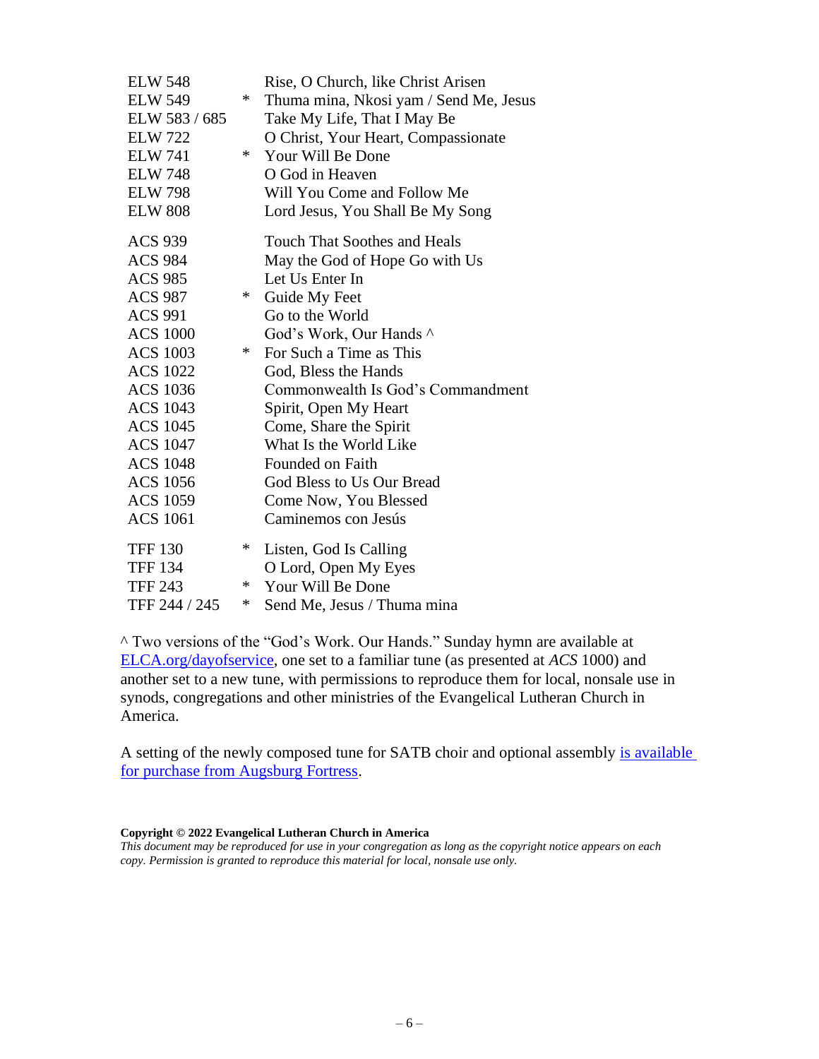| | | |
|---|---|---|
| ELW 548 | | Rise, O Church, like Christ Arisen |
| ELW 549 | * | Thuma mina, Nkosi yam / Send Me, Jesus |
| ELW 583 / 685 | | Take My Life, That I May Be |
| ELW 722 | | O Christ, Your Heart, Compassionate |
| ELW 741 | * | Your Will Be Done |
| ELW 748 | | O God in Heaven |
| ELW 798 | | Will You Come and Follow Me |
| ELW 808 | | Lord Jesus, You Shall Be My Song |
| ACS 939 | | Touch That Soothes and Heals |
| ACS 984 | | May the God of Hope Go with Us |
| ACS 985 | | Let Us Enter In |
| ACS 987 | * | Guide My Feet |
| ACS 991 | | Go to the World |
| ACS 1000 | | God's Work, Our Hands ^ |
| ACS 1003 | * | For Such a Time as This |
| ACS 1022 | | God, Bless the Hands |
| ACS 1036 | | Commonwealth Is God's Commandment |
| ACS 1043 | | Spirit, Open My Heart |
| ACS 1045 | | Come, Share the Spirit |
| ACS 1047 | | What Is the World Like |
| ACS 1048 | | Founded on Faith |
| ACS 1056 | | God Bless to Us Our Bread |
| ACS 1059 | | Come Now, You Blessed |
| ACS 1061 | | Caminemos con Jesús |
| TFF 130 | * | Listen, God Is Calling |
| TFF 134 | | O Lord, Open My Eyes |
| TFF 243 | * | Your Will Be Done |
| TFF 244 / 245 | * | Send Me, Jesus / Thuma mina |

^ Two versions of the "God's Work. Our Hands." Sunday hymn are available at ELCA.org/dayofservice, one set to a familiar tune (as presented at *ACS* 1000) and another set to a new tune, with permissions to reproduce them for local, nonsale use in synods, congregations and other ministries of the Evangelical Lutheran Church in America.

A setting of the newly composed tune for SATB choir and optional assembly is available for purchase from Augsburg Fortress.

**Copyright © 2022 Evangelical Lutheran Church in America**
*This document may be reproduced for use in your congregation as long as the copyright notice appears on each copy. Permission is granted to reproduce this material for local, nonsale use only.*